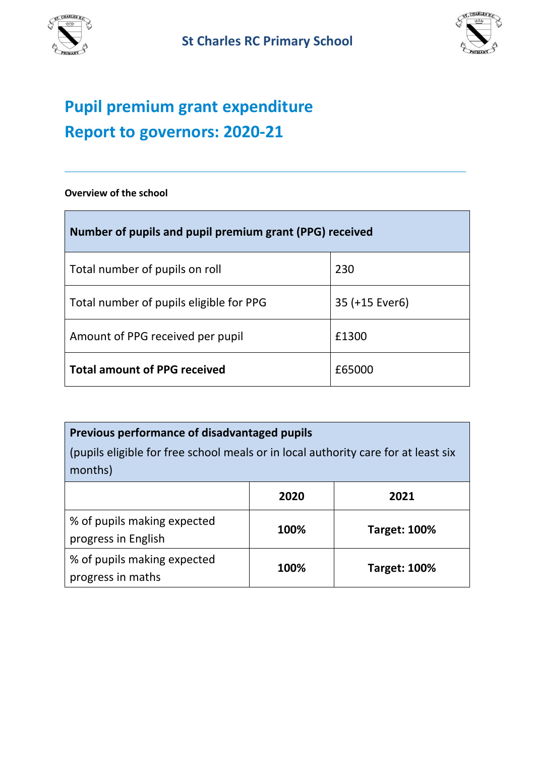St Charles RC Primary School

# Pupil premium grant expenditure
# Report to governors: 2020-21

**Overview of the school**

| **Number of pupils and pupil premium grant (PPG) received** | |
|---|---|
| Total number of pupils on roll | 230 |
| Total number of pupils eligible for PPG | 35 (+15 Ever6) |
| Amount of PPG received per pupil | £1300 |
| **Total amount of PPG received** | £65000 |

| **Previous performance of disadvantaged pupils** (pupils eligible for free school meals or in local authority care for at least six months) | | |
|---|---|---|
| | **2020** | **2021** |
| % of pupils making expected progress in English | **100%** | **Target: 100%** |
| % of pupils making expected progress in maths | **100%** | **Target: 100%** |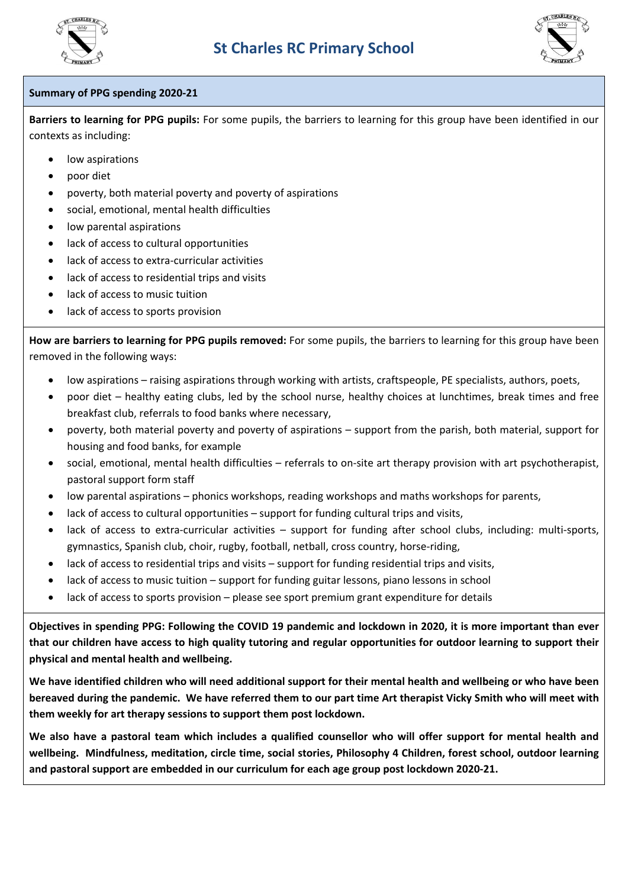# St Charles RC Primary School

## Summary of PPG spending 2020-21

**Barriers to learning for PPG pupils:** For some pupils, the barriers to learning for this group have been identified in our contexts as including:

- low aspirations
- poor diet
- poverty, both material poverty and poverty of aspirations
- social, emotional, mental health difficulties
- low parental aspirations
- lack of access to cultural opportunities
- lack of access to extra-curricular activities
- lack of access to residential trips and visits
- lack of access to music tuition
- lack of access to sports provision

**How are barriers to learning for PPG pupils removed:** For some pupils, the barriers to learning for this group have been removed in the following ways:

- low aspirations – raising aspirations through working with artists, craftspeople, PE specialists, authors, poets,
- poor diet – healthy eating clubs, led by the school nurse, healthy choices at lunchtimes, break times and free breakfast club, referrals to food banks where necessary,
- poverty, both material poverty and poverty of aspirations – support from the parish, both material, support for housing and food banks, for example
- social, emotional, mental health difficulties – referrals to on-site art therapy provision with art psychotherapist, pastoral support form staff
- low parental aspirations – phonics workshops, reading workshops and maths workshops for parents,
- lack of access to cultural opportunities – support for funding cultural trips and visits,
- lack of access to extra-curricular activities – support for funding after school clubs, including: multi-sports, gymnastics, Spanish club, choir, rugby, football, netball, cross country, horse-riding,
- lack of access to residential trips and visits – support for funding residential trips and visits,
- lack of access to music tuition – support for funding guitar lessons, piano lessons in school
- lack of access to sports provision – please see sport premium grant expenditure for details

**Objectives in spending PPG: Following the COVID 19 pandemic and lockdown in 2020, it is more important than ever that our children have access to high quality tutoring and regular opportunities for outdoor learning to support their physical and mental health and wellbeing.**

**We have identified children who will need additional support for their mental health and wellbeing or who have been bereaved during the pandemic. We have referred them to our part time Art therapist Vicky Smith who will meet with them weekly for art therapy sessions to support them post lockdown.**

**We also have a pastoral team which includes a qualified counsellor who will offer support for mental health and wellbeing. Mindfulness, meditation, circle time, social stories, Philosophy 4 Children, forest school, outdoor learning and pastoral support are embedded in our curriculum for each age group post lockdown 2020-21.**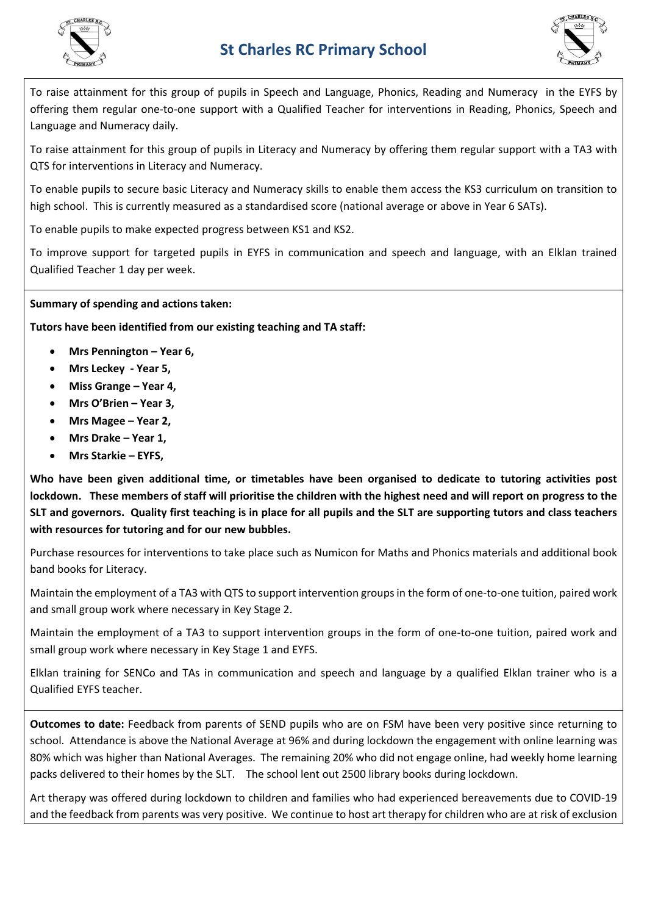To raise attainment for this group of pupils in Speech and Language, Phonics, Reading and Numeracy in the EYFS by offering them regular one-to-one support with a Qualified Teacher for interventions in Reading, Phonics, Speech and Language and Numeracy daily.

To raise attainment for this group of pupils in Literacy and Numeracy by offering them regular support with a TA3 with QTS for interventions in Literacy and Numeracy.

To enable pupils to secure basic Literacy and Numeracy skills to enable them access the KS3 curriculum on transition to high school. This is currently measured as a standardised score (national average or above in Year 6 SATs).

To enable pupils to make expected progress between KS1 and KS2.

To improve support for targeted pupils in EYFS in communication and speech and language, with an Elklan trained Qualified Teacher 1 day per week.

**Summary of spending and actions taken:**

**Tutors have been identified from our existing teaching and TA staff:**

- **Mrs Pennington – Year 6,**
- **Mrs Leckey - Year 5,**
- **Miss Grange – Year 4,**
- **Mrs O'Brien – Year 3,**
- **Mrs Magee – Year 2,**
- **Mrs Drake – Year 1,**
- **Mrs Starkie – EYFS,**

**Who have been given additional time, or timetables have been organised to dedicate to tutoring activities post lockdown. These members of staff will prioritise the children with the highest need and will report on progress to the SLT and governors. Quality first teaching is in place for all pupils and the SLT are supporting tutors and class teachers with resources for tutoring and for our new bubbles.**

Purchase resources for interventions to take place such as Numicon for Maths and Phonics materials and additional book band books for Literacy.

Maintain the employment of a TA3 with QTS to support intervention groups in the form of one-to-one tuition, paired work and small group work where necessary in Key Stage 2.

Maintain the employment of a TA3 to support intervention groups in the form of one-to-one tuition, paired work and small group work where necessary in Key Stage 1 and EYFS.

Elklan training for SENCo and TAs in communication and speech and language by a qualified Elklan trainer who is a Qualified EYFS teacher.

**Outcomes to date:** Feedback from parents of SEND pupils who are on FSM have been very positive since returning to school. Attendance is above the National Average at 96% and during lockdown the engagement with online learning was 80% which was higher than National Averages. The remaining 20% who did not engage online, had weekly home learning packs delivered to their homes by the SLT. The school lent out 2500 library books during lockdown.

Art therapy was offered during lockdown to children and families who had experienced bereavements due to COVID-19 and the feedback from parents was very positive. We continue to host art therapy for children who are at risk of exclusion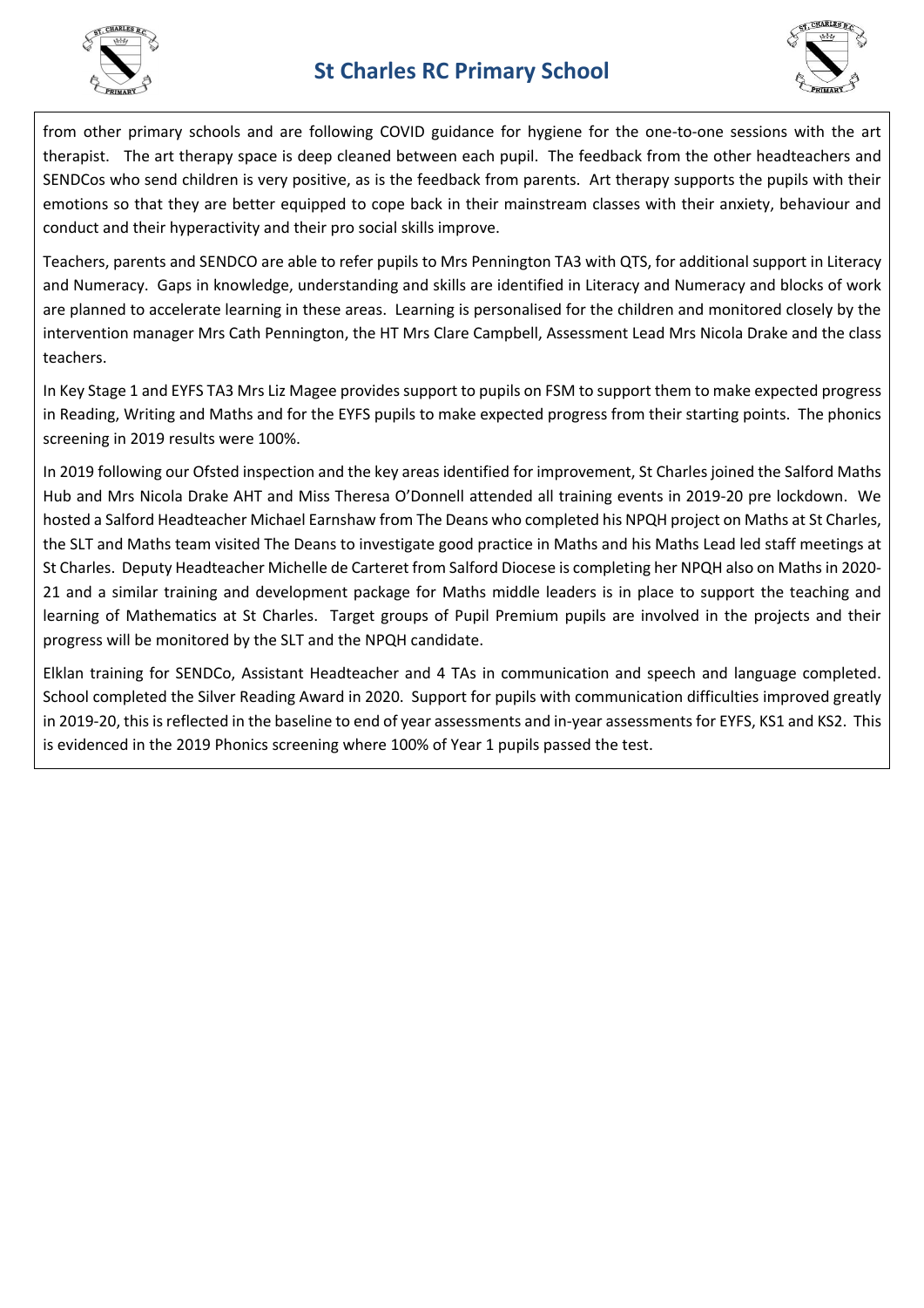from other primary schools and are following COVID guidance for hygiene for the one-to-one sessions with the art therapist. The art therapy space is deep cleaned between each pupil. The feedback from the other headteachers and SENDCos who send children is very positive, as is the feedback from parents. Art therapy supports the pupils with their emotions so that they are better equipped to cope back in their mainstream classes with their anxiety, behaviour and conduct and their hyperactivity and their pro social skills improve.

Teachers, parents and SENDCO are able to refer pupils to Mrs Pennington TA3 with QTS, for additional support in Literacy and Numeracy. Gaps in knowledge, understanding and skills are identified in Literacy and Numeracy and blocks of work are planned to accelerate learning in these areas. Learning is personalised for the children and monitored closely by the intervention manager Mrs Cath Pennington, the HT Mrs Clare Campbell, Assessment Lead Mrs Nicola Drake and the class teachers.

In Key Stage 1 and EYFS TA3 Mrs Liz Magee provides support to pupils on FSM to support them to make expected progress in Reading, Writing and Maths and for the EYFS pupils to make expected progress from their starting points. The phonics screening in 2019 results were 100%.

In 2019 following our Ofsted inspection and the key areas identified for improvement, St Charles joined the Salford Maths Hub and Mrs Nicola Drake AHT and Miss Theresa O'Donnell attended all training events in 2019-20 pre lockdown. We hosted a Salford Headteacher Michael Earnshaw from The Deans who completed his NPQH project on Maths at St Charles, the SLT and Maths team visited The Deans to investigate good practice in Maths and his Maths Lead led staff meetings at St Charles. Deputy Headteacher Michelle de Carteret from Salford Diocese is completing her NPQH also on Maths in 2020-21 and a similar training and development package for Maths middle leaders is in place to support the teaching and learning of Mathematics at St Charles. Target groups of Pupil Premium pupils are involved in the projects and their progress will be monitored by the SLT and the NPQH candidate.

Elklan training for SENDCo, Assistant Headteacher and 4 TAs in communication and speech and language completed. School completed the Silver Reading Award in 2020. Support for pupils with communication difficulties improved greatly in 2019-20, this is reflected in the baseline to end of year assessments and in-year assessments for EYFS, KS1 and KS2. This is evidenced in the 2019 Phonics screening where 100% of Year 1 pupils passed the test.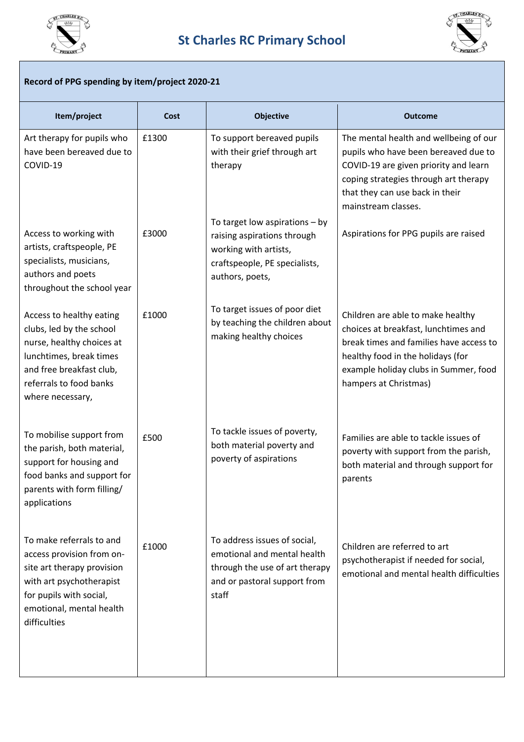# St Charles RC Primary School

**Record of PPG spending by item/project 2020-21**

| Item/project | Cost | Objective | Outcome |
|---|---|---|---|
| Art therapy for pupils who have been bereaved due to COVID-19 | £1300 | To support bereaved pupils with their grief through art therapy | The mental health and wellbeing of our pupils who have been bereaved due to COVID-19 are given priority and learn coping strategies through art therapy that they can use back in their mainstream classes. |
| Access to working with artists, craftspeople, PE specialists, musicians, authors and poets throughout the school year | £3000 | To target low aspirations – by raising aspirations through working with artists, craftspeople, PE specialists, authors, poets, | Aspirations for PPG pupils are raised |
| Access to healthy eating clubs, led by the school nurse, healthy choices at lunchtimes, break times and free breakfast club, referrals to food banks where necessary, | £1000 | To target issues of poor diet by teaching the children about making healthy choices | Children are able to make healthy choices at breakfast, lunchtimes and break times and families have access to healthy food in the holidays (for example holiday clubs in Summer, food hampers at Christmas) |
| To mobilise support from the parish, both material, support for housing and food banks and support for parents with form filling/ applications | £500 | To tackle issues of poverty, both material poverty and poverty of aspirations | Families are able to tackle issues of poverty with support from the parish, both material and through support for parents |
| To make referrals to and access provision from on-site art therapy provision with art psychotherapist for pupils with social, emotional, mental health difficulties | £1000 | To address issues of social, emotional and mental health through the use of art therapy and or pastoral support from staff | Children are referred to art psychotherapist if needed for social, emotional and mental health difficulties |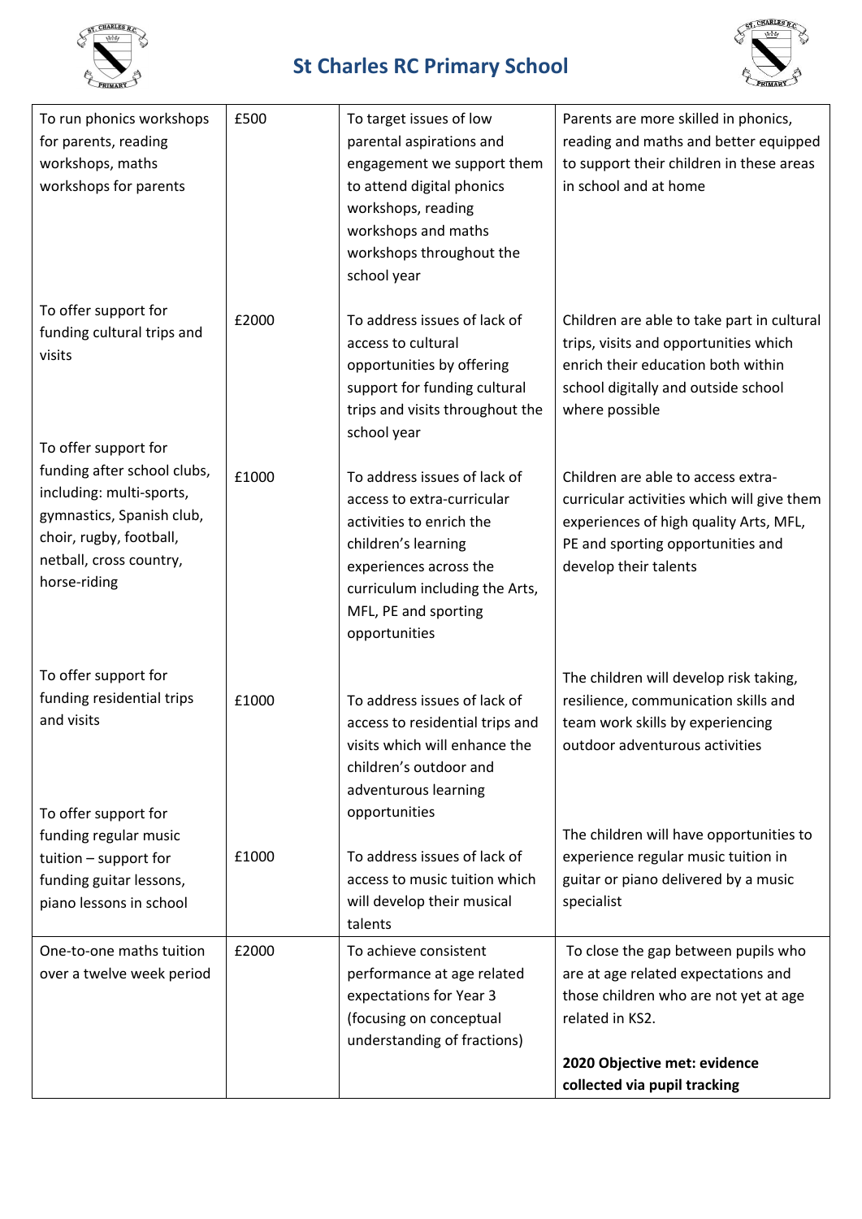# St Charles RC Primary School

| | | | |
|---|---|---|---|
| To run phonics workshops for parents, reading workshops, maths workshops for parents | £500 | To target issues of low parental aspirations and engagement we support them to attend digital phonics workshops, reading workshops and maths workshops throughout the school year | Parents are more skilled in phonics, reading and maths and better equipped to support their children in these areas in school and at home |
| To offer support for funding cultural trips and visits | £2000 | To address issues of lack of access to cultural opportunities by offering support for funding cultural trips and visits throughout the school year | Children are able to take part in cultural trips, visits and opportunities which enrich their education both within school digitally and outside school where possible |
| To offer support for funding after school clubs, including: multi-sports, gymnastics, Spanish club, choir, rugby, football, netball, cross country, horse-riding | £1000 | To address issues of lack of access to extra-curricular activities to enrich the children's learning experiences across the curriculum including the Arts, MFL, PE and sporting opportunities | Children are able to access extra-curricular activities which will give them experiences of high quality Arts, MFL, PE and sporting opportunities and develop their talents |
| To offer support for funding residential trips and visits | £1000 | To address issues of lack of access to residential trips and visits which will enhance the children's outdoor and adventurous learning opportunities | The children will develop risk taking, resilience, communication skills and team work skills by experiencing outdoor adventurous activities |
| To offer support for funding regular music tuition – support for funding guitar lessons, piano lessons in school | £1000 | To address issues of lack of access to music tuition which will develop their musical talents | The children will have opportunities to experience regular music tuition in guitar or piano delivered by a music specialist |
| One-to-one maths tuition over a twelve week period | £2000 | To achieve consistent performance at age related expectations for Year 3 (focusing on conceptual understanding of fractions) | To close the gap between pupils who are at age related expectations and those children who are not yet at age related in KS2.<br><br>**2020 Objective met: evidence collected via pupil tracking** |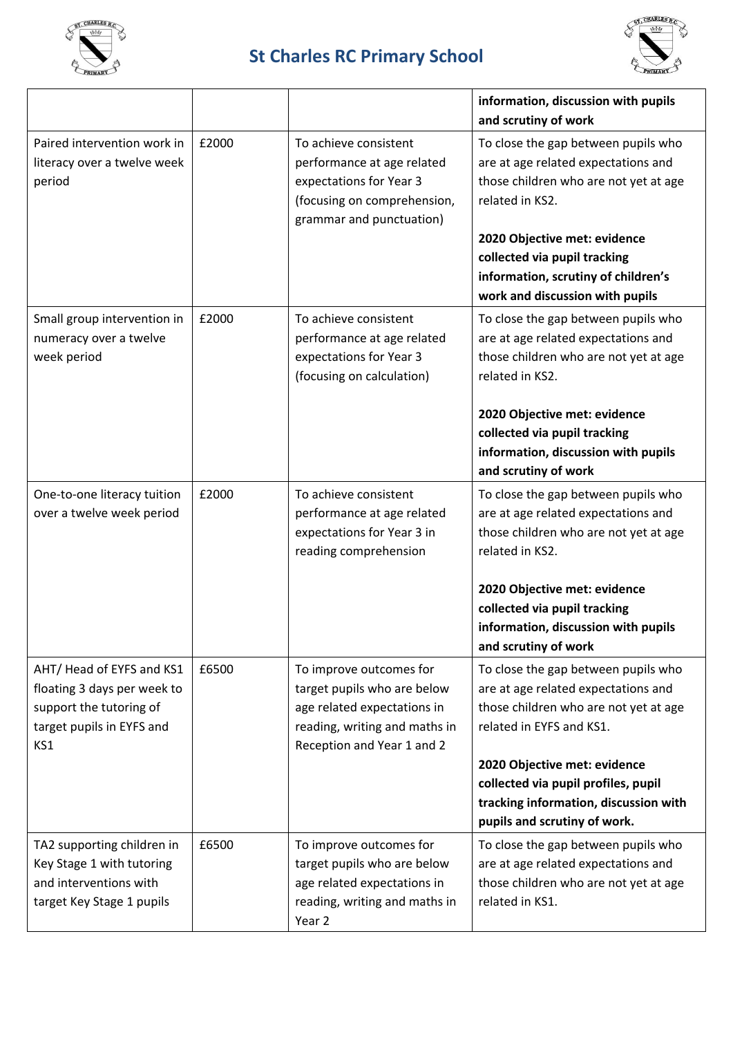| | | | information, discussion with pupils and scrutiny of work |
|---|---|---|---|
| Paired intervention work in literacy over a twelve week period | £2000 | To achieve consistent performance at age related expectations for Year 3 (focusing on comprehension, grammar and punctuation) | To close the gap between pupils who are at age related expectations and those children who are not yet at age related in KS2.<br><br>**2020 Objective met: evidence collected via pupil tracking information, scrutiny of children's work and discussion with pupils** |
| Small group intervention in numeracy over a twelve week period | £2000 | To achieve consistent performance at age related expectations for Year 3 (focusing on calculation) | To close the gap between pupils who are at age related expectations and those children who are not yet at age related in KS2.<br><br>**2020 Objective met: evidence collected via pupil tracking information, discussion with pupils and scrutiny of work** |
| One-to-one literacy tuition over a twelve week period | £2000 | To achieve consistent performance at age related expectations for Year 3 in reading comprehension | To close the gap between pupils who are at age related expectations and those children who are not yet at age related in KS2.<br><br>**2020 Objective met: evidence collected via pupil tracking information, discussion with pupils and scrutiny of work** |
| AHT/ Head of EYFS and KS1 floating 3 days per week to support the tutoring of target pupils in EYFS and KS1 | £6500 | To improve outcomes for target pupils who are below age related expectations in reading, writing and maths in Reception and Year 1 and 2 | To close the gap between pupils who are at age related expectations and those children who are not yet at age related in EYFS and KS1.<br><br>**2020 Objective met: evidence collected via pupil profiles, pupil tracking information, discussion with pupils and scrutiny of work.** |
| TA2 supporting children in Key Stage 1 with tutoring and interventions with target Key Stage 1 pupils | £6500 | To improve outcomes for target pupils who are below age related expectations in reading, writing and maths in Year 2 | To close the gap between pupils who are at age related expectations and those children who are not yet at age related in KS1. |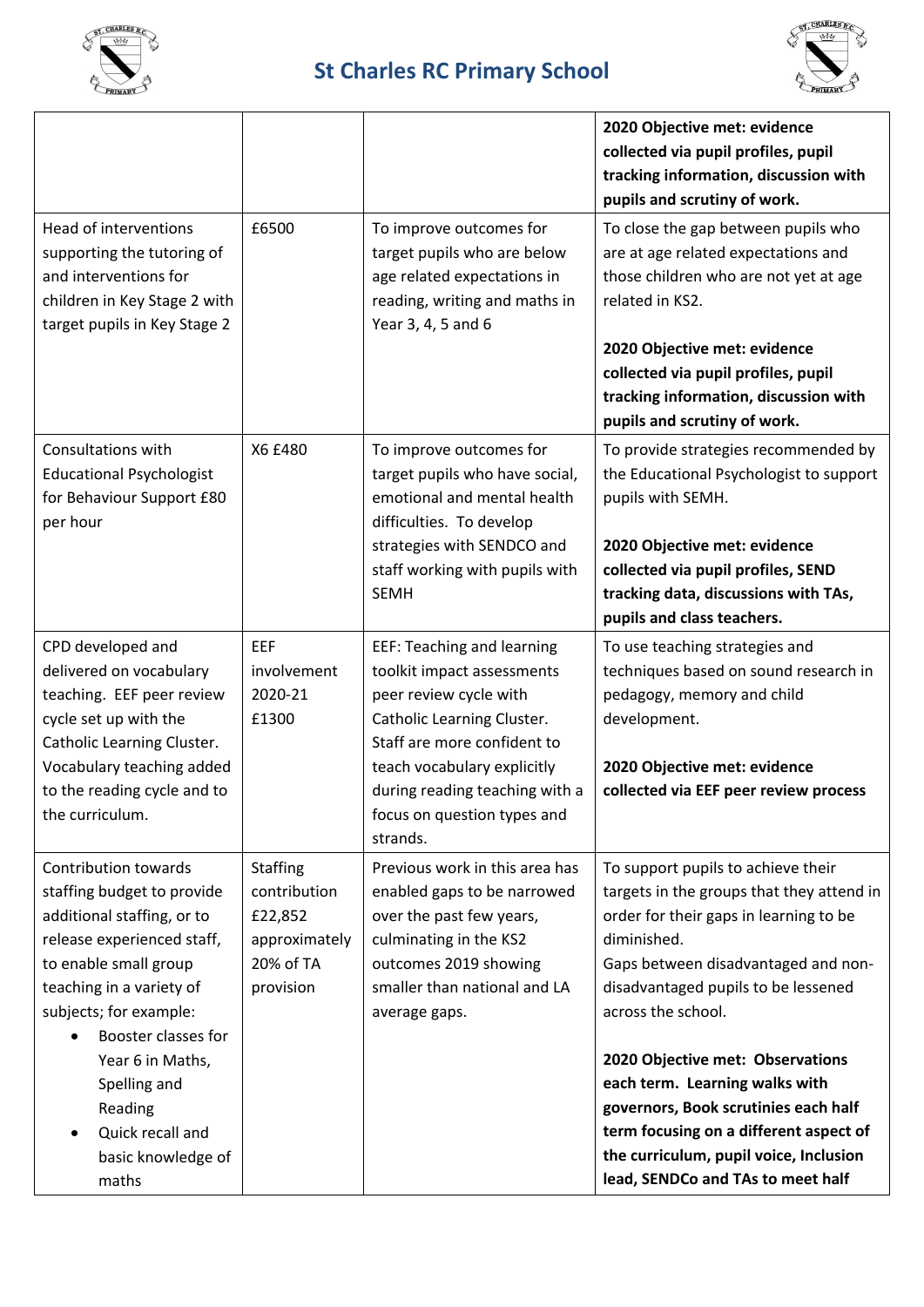# St Charles RC Primary School

| | | | |
|---|---|---|---|
| | | | **2020 Objective met: evidence collected via pupil profiles, pupil tracking information, discussion with pupils and scrutiny of work.** |
| Head of interventions supporting the tutoring of and interventions for children in Key Stage 2 with target pupils in Key Stage 2 | £6500 | To improve outcomes for target pupils who are below age related expectations in reading, writing and maths in Year 3, 4, 5 and 6 | To close the gap between pupils who are at age related expectations and those children who are not yet at age related in KS2.<br><br>**2020 Objective met: evidence collected via pupil profiles, pupil tracking information, discussion with pupils and scrutiny of work.** |
| Consultations with Educational Psychologist for Behaviour Support £80 per hour | X6 £480 | To improve outcomes for target pupils who have social, emotional and mental health difficulties. To develop strategies with SENDCO and staff working with pupils with SEMH | To provide strategies recommended by the Educational Psychologist to support pupils with SEMH.<br><br>**2020 Objective met: evidence collected via pupil profiles, SEND tracking data, discussions with TAs, pupils and class teachers.** |
| CPD developed and delivered on vocabulary teaching. EEF peer review cycle set up with the Catholic Learning Cluster. Vocabulary teaching added to the reading cycle and to the curriculum. | EEF involvement 2020-21 £1300 | EEF: Teaching and learning toolkit impact assessments peer review cycle with Catholic Learning Cluster. Staff are more confident to teach vocabulary explicitly during reading teaching with a focus on question types and strands. | To use teaching strategies and techniques based on sound research in pedagogy, memory and child development.<br><br>**2020 Objective met: evidence collected via EEF peer review process** |
| Contribution towards staffing budget to provide additional staffing, or to release experienced staff, to enable small group teaching in a variety of subjects; for example:<br>• Booster classes for Year 6 in Maths, Spelling and Reading<br>• Quick recall and basic knowledge of maths | Staffing contribution £22,852 approximately 20% of TA provision | Previous work in this area has enabled gaps to be narrowed over the past few years, culminating in the KS2 outcomes 2019 showing smaller than national and LA average gaps. | To support pupils to achieve their targets in the groups that they attend in order for their gaps in learning to be diminished.<br>Gaps between disadvantaged and non-disadvantaged pupils to be lessened across the school.<br><br>**2020 Objective met: Observations each term. Learning walks with governors, Book scrutinies each half term focusing on a different aspect of the curriculum, pupil voice, Inclusion lead, SENDCo and TAs to meet half** |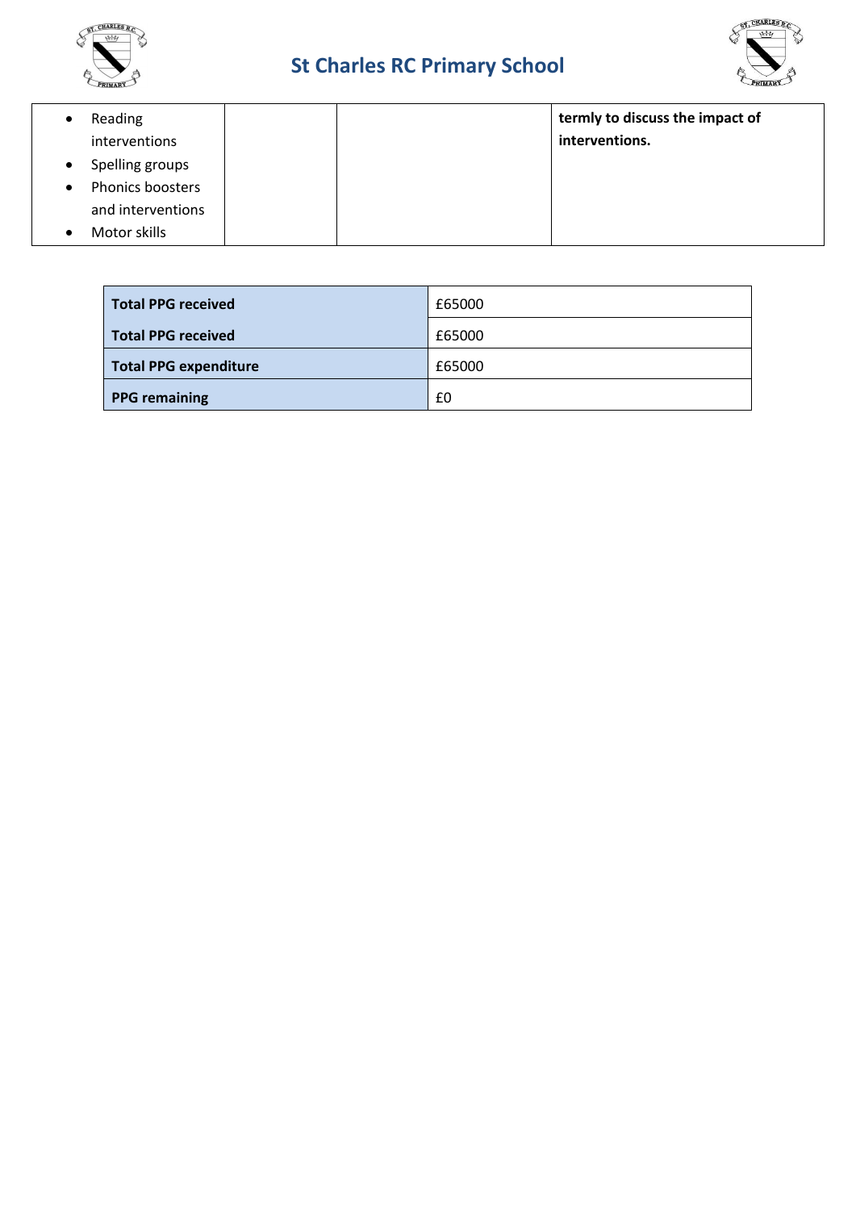| | | | |
|---|---|---|---|
| • Reading interventions<br>• Spelling groups<br>• Phonics boosters and interventions<br>• Motor skills | | | **termly to discuss the impact of interventions.** |

| | |
|---|---|
| **Total PPG received** | £65000 |
| **Total PPG received** | £65000 |
| **Total PPG expenditure** | £65000 |
| **PPG remaining** | £0 |